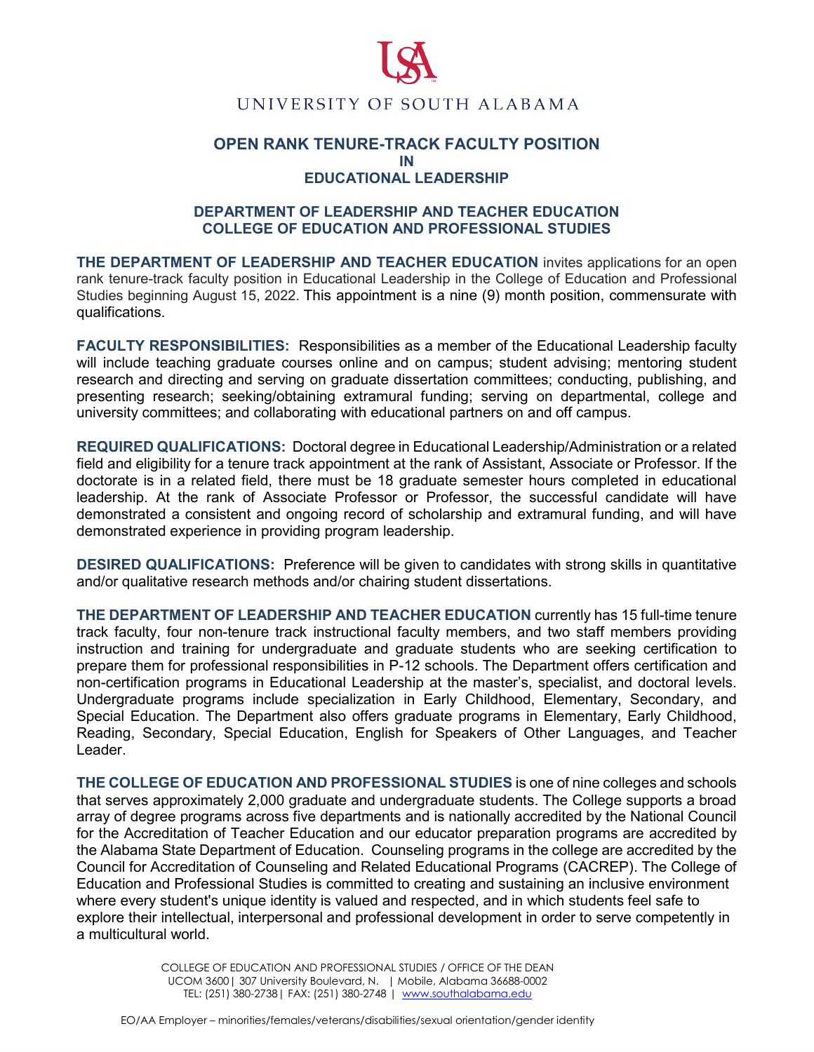UNIVERSITY OF SOUTH ALABAMA

# OPEN RANK TENURE-TRACK FACULTY POSITION IN EDUCATIONAL LEADERSHIP

## DEPARTMENT OF LEADERSHIP AND TEACHER EDUCATION
## COLLEGE OF EDUCATION AND PROFESSIONAL STUDIES

**THE DEPARTMENT OF LEADERSHIP AND TEACHER EDUCATION** invites applications for an open rank tenure-track faculty position in Educational Leadership in the College of Education and Professional Studies beginning August 15, 2022. This appointment is a nine (9) month position, commensurate with qualifications.

**FACULTY RESPONSIBILITIES:** Responsibilities as a member of the Educational Leadership faculty will include teaching graduate courses online and on campus; student advising; mentoring student research and directing and serving on graduate dissertation committees; conducting, publishing, and presenting research; seeking/obtaining extramural funding; serving on departmental, college and university committees; and collaborating with educational partners on and off campus.

**REQUIRED QUALIFICATIONS:** Doctoral degree in Educational Leadership/Administration or a related field and eligibility for a tenure track appointment at the rank of Assistant, Associate or Professor. If the doctorate is in a related field, there must be 18 graduate semester hours completed in educational leadership. At the rank of Associate Professor or Professor, the successful candidate will have demonstrated a consistent and ongoing record of scholarship and extramural funding, and will have demonstrated experience in providing program leadership.

**DESIRED QUALIFICATIONS:** Preference will be given to candidates with strong skills in quantitative and/or qualitative research methods and/or chairing student dissertations.

**THE DEPARTMENT OF LEADERSHIP AND TEACHER EDUCATION** currently has 15 full-time tenure track faculty, four non-tenure track instructional faculty members, and two staff members providing instruction and training for undergraduate and graduate students who are seeking certification to prepare them for professional responsibilities in P-12 schools. The Department offers certification and non-certification programs in Educational Leadership at the master's, specialist, and doctoral levels. Undergraduate programs include specialization in Early Childhood, Elementary, Secondary, and Special Education. The Department also offers graduate programs in Elementary, Early Childhood, Reading, Secondary, Special Education, English for Speakers of Other Languages, and Teacher Leader.

**THE COLLEGE OF EDUCATION AND PROFESSIONAL STUDIES** is one of nine colleges and schools that serves approximately 2,000 graduate and undergraduate students. The College supports a broad array of degree programs across five departments and is nationally accredited by the National Council for the Accreditation of Teacher Education and our educator preparation programs are accredited by the Alabama State Department of Education. Counseling programs in the college are accredited by the Council for Accreditation of Counseling and Related Educational Programs (CACREP). The College of Education and Professional Studies is committed to creating and sustaining an inclusive environment where every student's unique identity is valued and respected, and in which students feel safe to explore their intellectual, interpersonal and professional development in order to serve competently in a multicultural world.

COLLEGE OF EDUCATION AND PROFESSIONAL STUDIES / OFFICE OF THE DEAN
UCOM 3600 | 307 University Boulevard, N. | Mobile, Alabama 36688-0002
TEL: (251) 380-2738 | FAX: (251) 380-2748 | www.southalabama.edu

EO/AA Employer – minorities/females/veterans/disabilities/sexual orientation/gender identity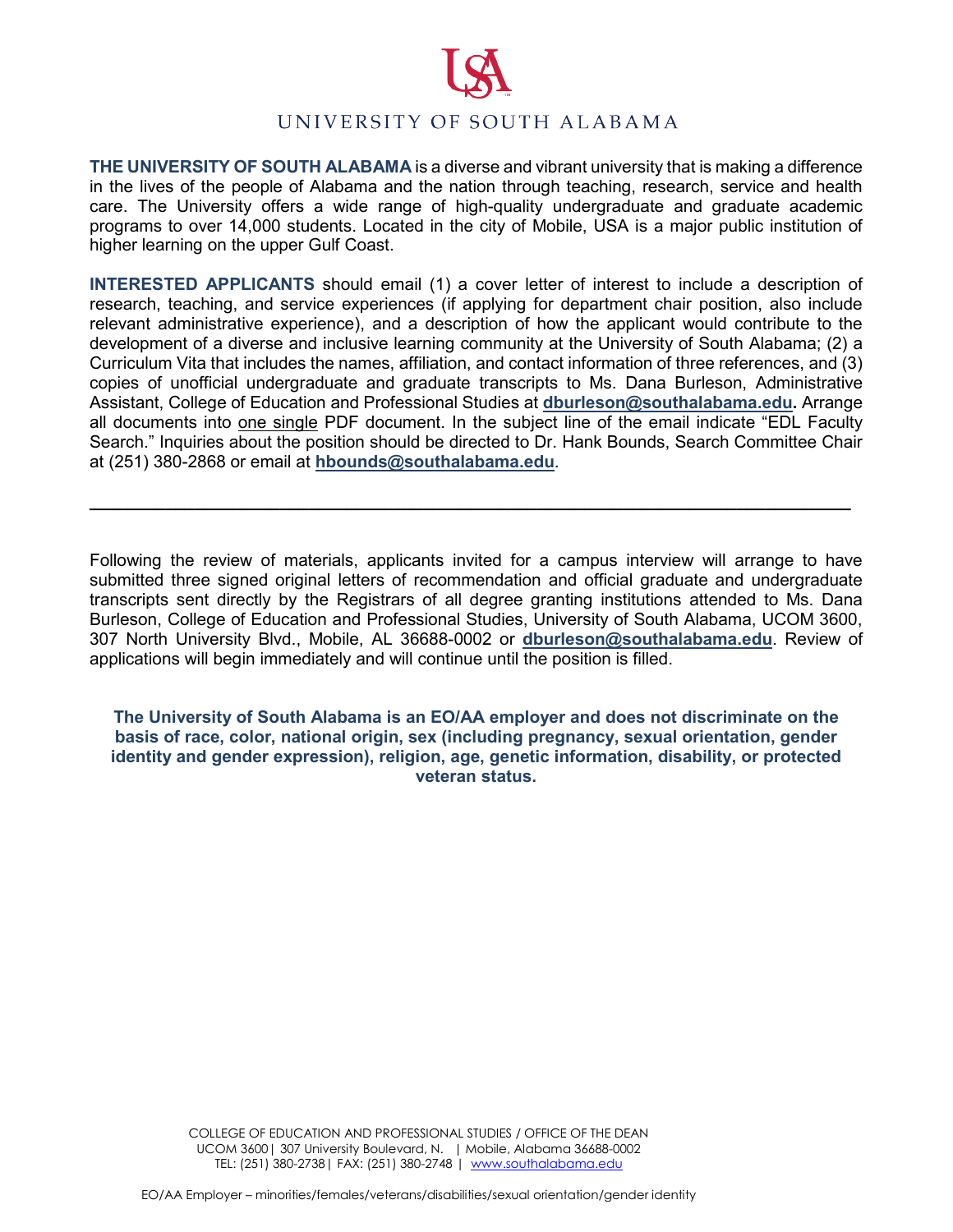UNIVERSITY OF SOUTH ALABAMA

**THE UNIVERSITY OF SOUTH ALABAMA** is a diverse and vibrant university that is making a difference in the lives of the people of Alabama and the nation through teaching, research, service and health care. The University offers a wide range of high-quality undergraduate and graduate academic programs to over 14,000 students. Located in the city of Mobile, USA is a major public institution of higher learning on the upper Gulf Coast.

**INTERESTED APPLICANTS** should email (1) a cover letter of interest to include a description of research, teaching, and service experiences (if applying for department chair position, also include relevant administrative experience), and a description of how the applicant would contribute to the development of a diverse and inclusive learning community at the University of South Alabama; (2) a Curriculum Vita that includes the names, affiliation, and contact information of three references, and (3) copies of unofficial undergraduate and graduate transcripts to Ms. Dana Burleson, Administrative Assistant, College of Education and Professional Studies at **dburleson@southalabama.edu.** Arrange all documents into one single PDF document. In the subject line of the email indicate "EDL Faculty Search." Inquiries about the position should be directed to Dr. Hank Bounds, Search Committee Chair at (251) 380-2868 or email at **hbounds@southalabama.edu**.

---

Following the review of materials, applicants invited for a campus interview will arrange to have submitted three signed original letters of recommendation and official graduate and undergraduate transcripts sent directly by the Registrars of all degree granting institutions attended to Ms. Dana Burleson, College of Education and Professional Studies, University of South Alabama, UCOM 3600, 307 North University Blvd., Mobile, AL 36688-0002 or **dburleson@southalabama.edu**. Review of applications will begin immediately and will continue until the position is filled.

**The University of South Alabama is an EO/AA employer and does not discriminate on the basis of race, color, national origin, sex (including pregnancy, sexual orientation, gender identity and gender expression), religion, age, genetic information, disability, or protected veteran status.**

COLLEGE OF EDUCATION AND PROFESSIONAL STUDIES / OFFICE OF THE DEAN
UCOM 3600 | 307 University Boulevard, N. | Mobile, Alabama 36688-0002
TEL: (251) 380-2738 | FAX: (251) 380-2748 | www.southalabama.edu

EO/AA Employer – minorities/females/veterans/disabilities/sexual orientation/gender identity